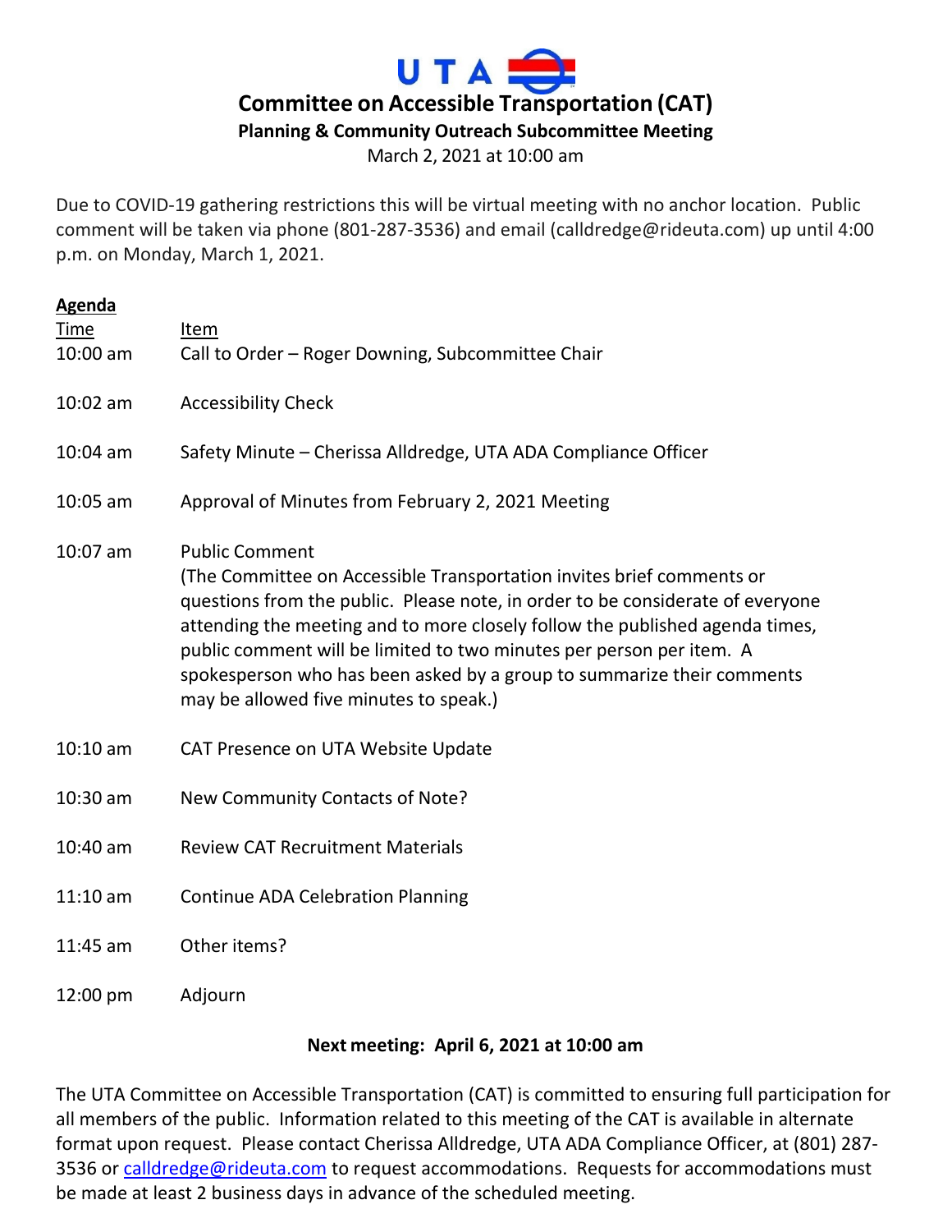# Committee on Accessible Transportation (CAT)

## Planning & Community Outreach Subcommittee Meeting

March 2, 2021 at 10:00 am

Due to COVID-19 gathering restrictions this will be virtual meeting with no anchor location. Public comment will be taken via phone (801-287-3536) and email (calldredge@rideuta.com) up until 4:00 p.m. on Monday, March 1, 2021.

**Agenda**

| Time | Item |
| --- | --- |
| 10:00 am | Call to Order – Roger Downing, Subcommittee Chair |
| 10:02 am | Accessibility Check |
| 10:04 am | Safety Minute – Cherissa Alldredge, UTA ADA Compliance Officer |
| 10:05 am | Approval of Minutes from February 2, 2021 Meeting |
| 10:07 am | Public Comment<br>(The Committee on Accessible Transportation invites brief comments or questions from the public. Please note, in order to be considerate of everyone attending the meeting and to more closely follow the published agenda times, public comment will be limited to two minutes per person per item. A spokesperson who has been asked by a group to summarize their comments may be allowed five minutes to speak.) |
| 10:10 am | CAT Presence on UTA Website Update |
| 10:30 am | New Community Contacts of Note? |
| 10:40 am | Review CAT Recruitment Materials |
| 11:10 am | Continue ADA Celebration Planning |
| 11:45 am | Other items? |
| 12:00 pm | Adjourn |

**Next meeting: April 6, 2021 at 10:00 am**

The UTA Committee on Accessible Transportation (CAT) is committed to ensuring full participation for all members of the public. Information related to this meeting of the CAT is available in alternate format upon request. Please contact Cherissa Alldredge, UTA ADA Compliance Officer, at (801) 287-3536 or calldredge@rideuta.com to request accommodations. Requests for accommodations must be made at least 2 business days in advance of the scheduled meeting.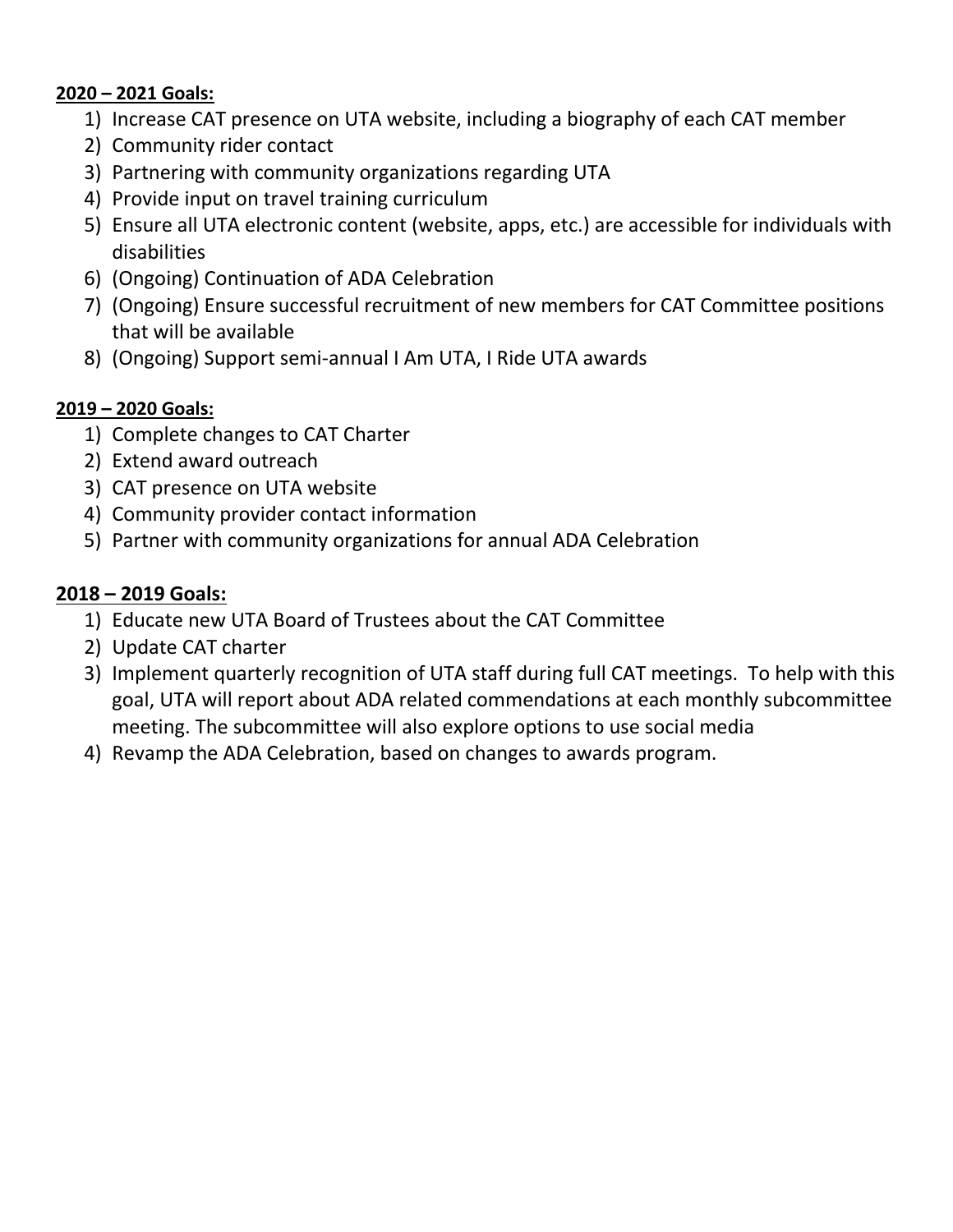**2020 – 2021 Goals:**

1) Increase CAT presence on UTA website, including a biography of each CAT member
2) Community rider contact
3) Partnering with community organizations regarding UTA
4) Provide input on travel training curriculum
5) Ensure all UTA electronic content (website, apps, etc.) are accessible for individuals with disabilities
6) (Ongoing) Continuation of ADA Celebration
7) (Ongoing) Ensure successful recruitment of new members for CAT Committee positions that will be available
8) (Ongoing) Support semi-annual I Am UTA, I Ride UTA awards

**2019 – 2020 Goals:**

1) Complete changes to CAT Charter
2) Extend award outreach
3) CAT presence on UTA website
4) Community provider contact information
5) Partner with community organizations for annual ADA Celebration

**2018 – 2019 Goals:**

1) Educate new UTA Board of Trustees about the CAT Committee
2) Update CAT charter
3) Implement quarterly recognition of UTA staff during full CAT meetings. To help with this goal, UTA will report about ADA related commendations at each monthly subcommittee meeting. The subcommittee will also explore options to use social media
4) Revamp the ADA Celebration, based on changes to awards program.